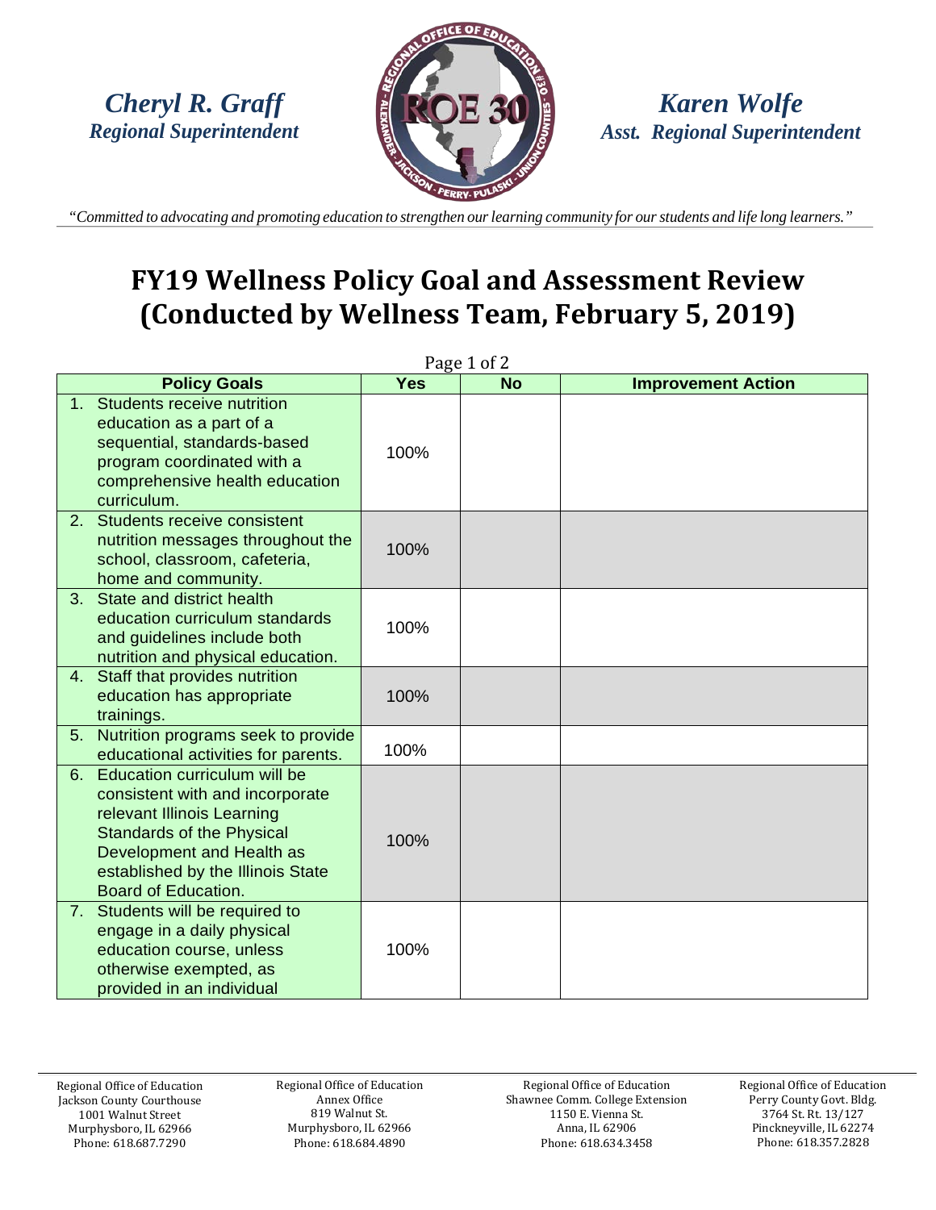*Cheryl R. Graff*
*Regional Superintendent*

*Karen Wolfe*
*Asst. Regional Superintendent*

*"Committed to advocating and promoting education to strengthen our learning community for our students and life long learners."*

# FY19 Wellness Policy Goal and Assessment Review (Conducted by Wellness Team, February 5, 2019)

Page 1 of 2

| Policy Goals | Yes | No | Improvement Action |
|---|---|---|---|
| 1. Students receive nutrition education as a part of a sequential, standards-based program coordinated with a comprehensive health education curriculum. | 100% | | |
| 2. Students receive consistent nutrition messages throughout the school, classroom, cafeteria, home and community. | 100% | | |
| 3. State and district health education curriculum standards and guidelines include both nutrition and physical education. | 100% | | |
| 4. Staff that provides nutrition education has appropriate trainings. | 100% | | |
| 5. Nutrition programs seek to provide educational activities for parents. | 100% | | |
| 6. Education curriculum will be consistent with and incorporate relevant Illinois Learning Standards of the Physical Development and Health as established by the Illinois State Board of Education. | 100% | | |
| 7. Students will be required to engage in a daily physical education course, unless otherwise exempted, as provided in an individual | 100% | | |

Regional Office of Education
Jackson County Courthouse
1001 Walnut Street
Murphysboro, IL 62966
Phone: 618.687.7290

Regional Office of Education
Annex Office
819 Walnut St.
Murphysboro, IL 62966
Phone: 618.684.4890

Regional Office of Education
Shawnee Comm. College Extension
1150 E. Vienna St.
Anna, IL 62906
Phone: 618.634.3458

Regional Office of Education
Perry County Govt. Bldg.
3764 St. Rt. 13/127
Pinckneyville, IL 62274
Phone: 618.357.2828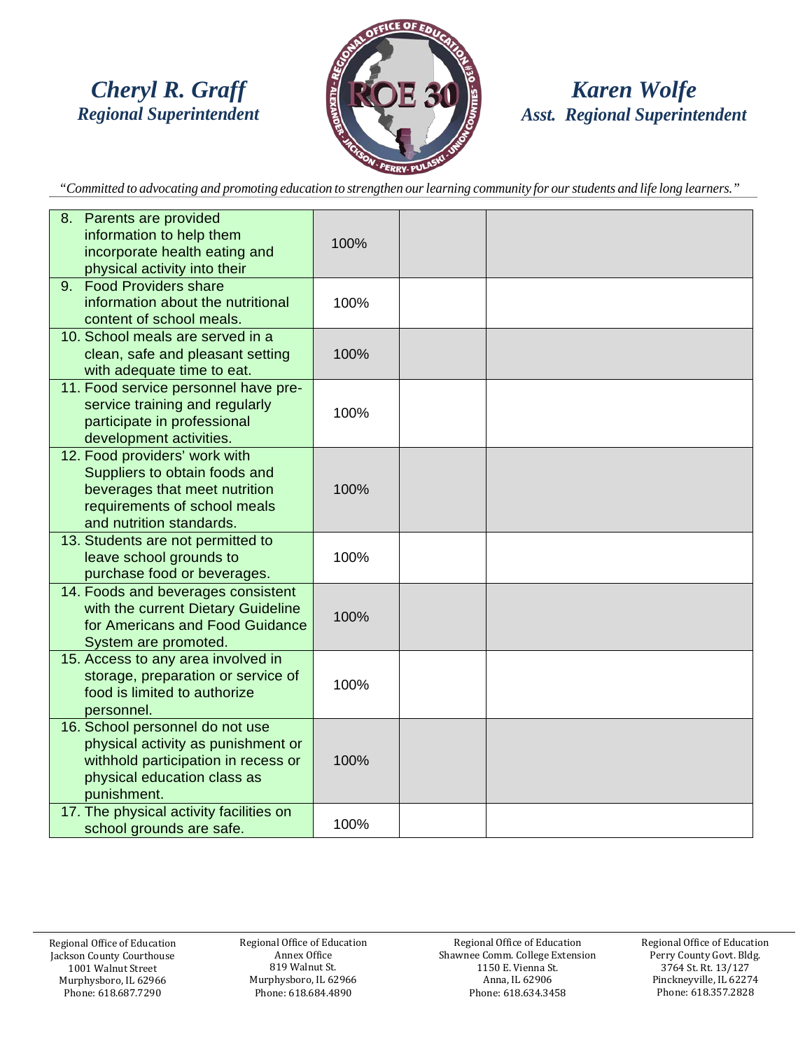*Cheryl R. Graff*
*Regional Superintendent*

*Karen Wolfe*
*Asst. Regional Superintendent*

*"Committed to advocating and promoting education to strengthen our learning community for our students and life long learners."*

| | | | |
|---|---|---|---|
| 8. Parents are provided information to help them incorporate health eating and physical activity into their | 100% | | |
| 9. Food Providers share information about the nutritional content of school meals. | 100% | | |
| 10. School meals are served in a clean, safe and pleasant setting with adequate time to eat. | 100% | | |
| 11. Food service personnel have pre-service training and regularly participate in professional development activities. | 100% | | |
| 12. Food providers' work with Suppliers to obtain foods and beverages that meet nutrition requirements of school meals and nutrition standards. | 100% | | |
| 13. Students are not permitted to leave school grounds to purchase food or beverages. | 100% | | |
| 14. Foods and beverages consistent with the current Dietary Guideline for Americans and Food Guidance System are promoted. | 100% | | |
| 15. Access to any area involved in storage, preparation or service of food is limited to authorize personnel. | 100% | | |
| 16. School personnel do not use physical activity as punishment or withhold participation in recess or physical education class as punishment. | 100% | | |
| 17. The physical activity facilities on school grounds are safe. | 100% | | |

Regional Office of Education
Jackson County Courthouse
1001 Walnut Street
Murphysboro, IL 62966
Phone: 618.687.7290

Regional Office of Education
Annex Office
819 Walnut St.
Murphysboro, IL 62966
Phone: 618.684.4890

Regional Office of Education
Shawnee Comm. College Extension
1150 E. Vienna St.
Anna, IL 62906
Phone: 618.634.3458

Regional Office of Education
Perry County Govt. Bldg.
3764 St. Rt. 13/127
Pinckneyville, IL 62274
Phone: 618.357.2828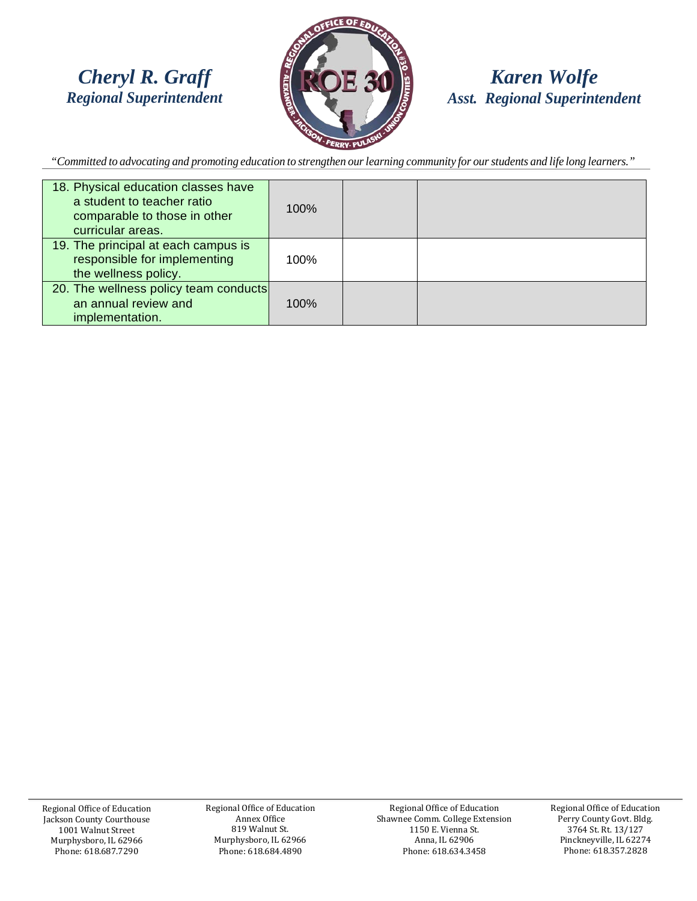| | | | |
|---|---|---|---|
| 18. Physical education classes have a student to teacher ratio comparable to those in other curricular areas. | 100% | | |
| 19. The principal at each campus is responsible for implementing the wellness policy. | 100% | | |
| 20. The wellness policy team conducts an annual review and implementation. | 100% | | |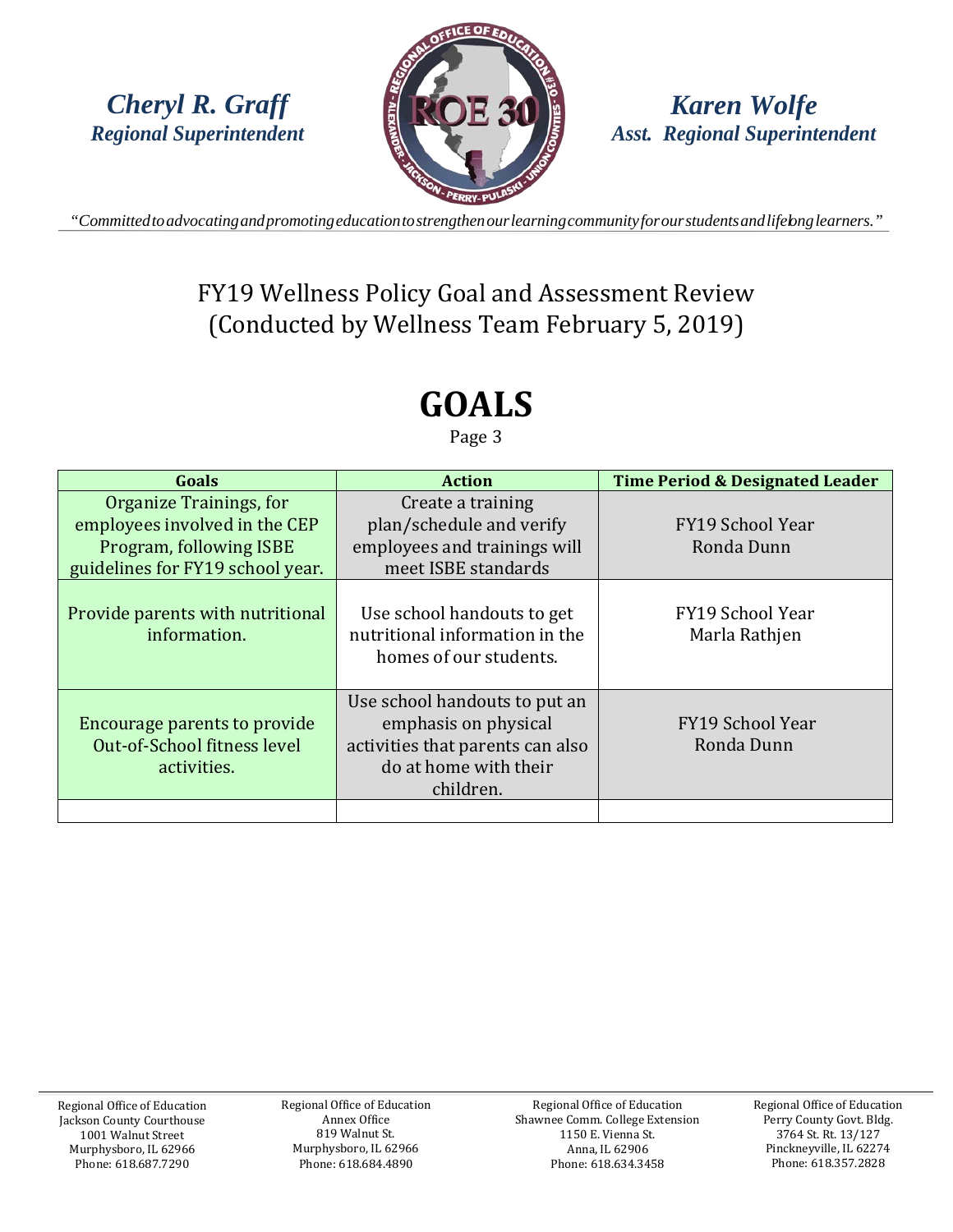**Cheryl R. Graff**
*Regional Superintendent*

**Karen Wolfe**
*Asst. Regional Superintendent*

*"Committed to advocating and promoting education to strengthen our learning community for our students and lifelong learners."*

## FY19 Wellness Policy Goal and Assessment Review (Conducted by Wellness Team February 5, 2019)

# GOALS

Page 3

| Goals | Action | Time Period & Designated Leader |
|---|---|---|
| Organize Trainings, for employees involved in the CEP Program, following ISBE guidelines for FY19 school year. | Create a training plan/schedule and verify employees and trainings will meet ISBE standards | FY19 School Year Ronda Dunn |
| Provide parents with nutritional information. | Use school handouts to get nutritional information in the homes of our students. | FY19 School Year Marla Rathjen |
| Encourage parents to provide Out-of-School fitness level activities. | Use school handouts to put an emphasis on physical activities that parents can also do at home with their children. | FY19 School Year Ronda Dunn |
| | | |

Regional Office of Education
Jackson County Courthouse
1001 Walnut Street
Murphysboro, IL 62966
Phone: 618.687.7290

Regional Office of Education
Annex Office
819 Walnut St.
Murphysboro, IL 62966
Phone: 618.684.4890

Regional Office of Education
Shawnee Comm. College Extension
1150 E. Vienna St.
Anna, IL 62906
Phone: 618.634.3458

Regional Office of Education
Perry County Govt. Bldg.
3764 St. Rt. 13/127
Pinckneyville, IL 62274
Phone: 618.357.2828